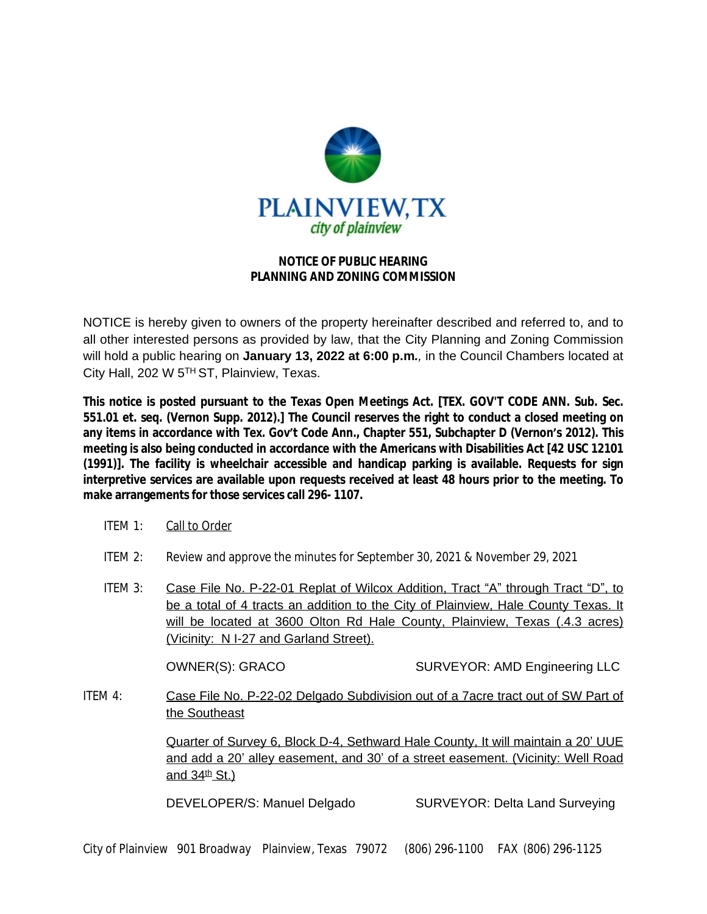PLAINVIEW, TX
city of plainview

## NOTICE OF PUBLIC HEARING
## PLANNING AND ZONING COMMISSION

NOTICE is hereby given to owners of the property hereinafter described and referred to, and to all other interested persons as provided by law, that the City Planning and Zoning Commission will hold a public hearing on **January 13, 2022 at 6:00 p.m.**, in the Council Chambers located at City Hall, 202 W 5TH ST, Plainview, Texas.

**This notice is posted pursuant to the Texas Open Meetings Act. [TEX. GOV'T CODE ANN. Sub. Sec. 551.01 et. seq. (Vernon Supp. 2012).] The Council reserves the right to conduct a closed meeting on any items in accordance with Tex. Gov't Code Ann., Chapter 551, Subchapter D (Vernon's 2012). This meeting is also being conducted in accordance with the Americans with Disabilities Act [42 USC 12101 (1991)]. The facility is wheelchair accessible and handicap parking is available. Requests for sign interpretive services are available upon requests received at least 48 hours prior to the meeting. To make arrangements for those services call 296- 1107.**

ITEM 1: Call to Order

ITEM 2: Review and approve the minutes for September 30, 2021 & November 29, 2021

ITEM 3: Case File No. P-22-01 Replat of Wilcox Addition, Tract "A" through Tract "D", to be a total of 4 tracts an addition to the City of Plainview, Hale County Texas. It will be located at 3600 Olton Rd Hale County, Plainview, Texas (.4.3 acres) (Vicinity: N I-27 and Garland Street).

OWNER(S): GRACO SURVEYOR: AMD Engineering LLC

ITEM 4: Case File No. P-22-02 Delgado Subdivision out of a 7acre tract out of SW Part of the Southeast

Quarter of Survey 6, Block D-4, Sethward Hale County, It will maintain a 20' UUE and add a 20' alley easement, and 30' of a street easement. (Vicinity: Well Road and 34th St.)

DEVELOPER/S: Manuel Delgado SURVEYOR: Delta Land Surveying

City of Plainview 901 Broadway Plainview, Texas 79072 (806) 296-1100 FAX (806) 296-1125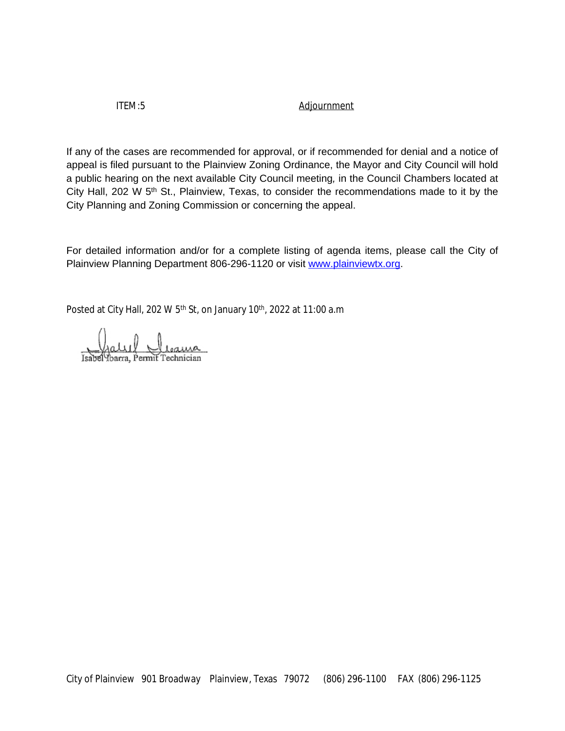ITEM:5 Adjournment

If any of the cases are recommended for approval, or if recommended for denial and a notice of appeal is filed pursuant to the Plainview Zoning Ordinance, the Mayor and City Council will hold a public hearing on the next available City Council meeting, in the Council Chambers located at City Hall, 202 W 5th St., Plainview, Texas, to consider the recommendations made to it by the City Planning and Zoning Commission or concerning the appeal.

For detailed information and/or for a complete listing of agenda items, please call the City of Plainview Planning Department 806-296-1120 or visit www.plainviewtx.org.

Posted at City Hall, 202 W 5th St, on January 10th, 2022 at 11:00 a.m

Isabel Ybarra, Permit Technician

City of Plainview 901 Broadway Plainview, Texas 79072 (806) 296-1100 FAX (806) 296-1125